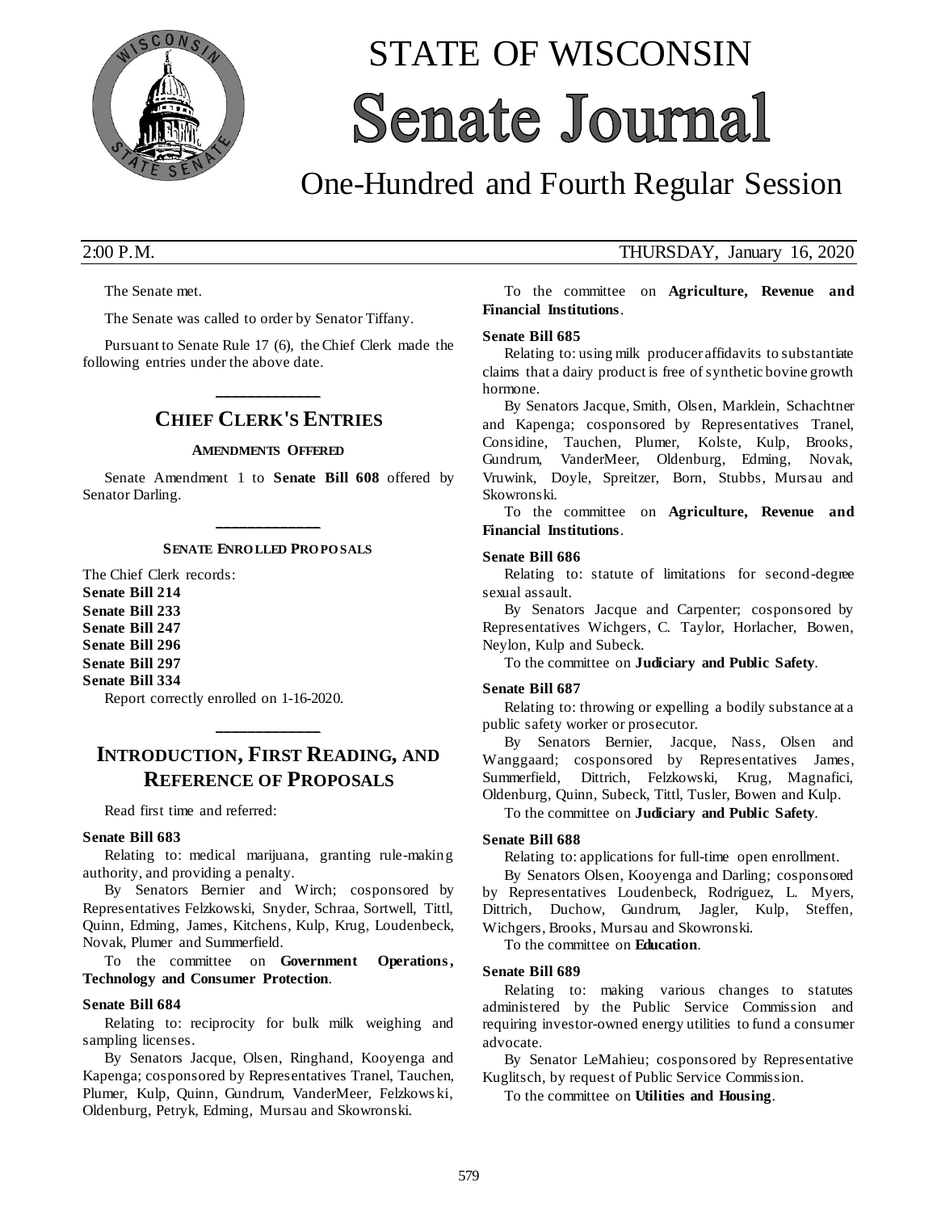# STATE OF WISCONSIN

# Senate Journal

## One-Hundred and Fourth Regular Session

2:00 P.M. THURSDAY, January 16, 2020

The Senate met.

The Senate was called to order by Senator Tiffany.

Pursuant to Senate Rule 17 (6), the Chief Clerk made the following entries under the above date.

## CHIEF CLERK'S ENTRIES

### AMENDMENTS OFFERED

Senate Amendment 1 to **Senate Bill 608** offered by Senator Darling.

### SENATE ENROLLED PROPOSALS

The Chief Clerk records:

**Senate Bill 214**
**Senate Bill 233**
**Senate Bill 247**
**Senate Bill 296**
**Senate Bill 297**
**Senate Bill 334**

Report correctly enrolled on 1-16-2020.

## INTRODUCTION, FIRST READING, AND REFERENCE OF PROPOSALS

Read first time and referred:

**Senate Bill 683**

Relating to: medical marijuana, granting rule-making authority, and providing a penalty.

By Senators Bernier and Wirch; cosponsored by Representatives Felzkowski, Snyder, Schraa, Sortwell, Tittl, Quinn, Edming, James, Kitchens, Kulp, Krug, Loudenbeck, Novak, Plumer and Summerfield.

To the committee on **Government Operations, Technology and Consumer Protection**.

**Senate Bill 684**

Relating to: reciprocity for bulk milk weighing and sampling licenses.

By Senators Jacque, Olsen, Ringhand, Kooyenga and Kapenga; cosponsored by Representatives Tranel, Tauchen, Plumer, Kulp, Quinn, Gundrum, VanderMeer, Felzkowski, Oldenburg, Petryk, Edming, Mursau and Skowronski.

To the committee on **Agriculture, Revenue and Financial Institutions**.

**Senate Bill 685**

Relating to: using milk producer affidavits to substantiate claims that a dairy product is free of synthetic bovine growth hormone.

By Senators Jacque, Smith, Olsen, Marklein, Schachtner and Kapenga; cosponsored by Representatives Tranel, Considine, Tauchen, Plumer, Kolste, Kulp, Brooks, Gundrum, VanderMeer, Oldenburg, Edming, Novak, Vruwink, Doyle, Spreitzer, Born, Stubbs, Mursau and Skowronski.

To the committee on **Agriculture, Revenue and Financial Institutions**.

**Senate Bill 686**

Relating to: statute of limitations for second-degree sexual assault.

By Senators Jacque and Carpenter; cosponsored by Representatives Wichgers, C. Taylor, Horlacher, Bowen, Neylon, Kulp and Subeck.

To the committee on **Judiciary and Public Safety**.

**Senate Bill 687**

Relating to: throwing or expelling a bodily substance at a public safety worker or prosecutor.

By Senators Bernier, Jacque, Nass, Olsen and Wanggaard; cosponsored by Representatives James, Summerfield, Dittrich, Felzkowski, Krug, Magnafici, Oldenburg, Quinn, Subeck, Tittl, Tusler, Bowen and Kulp.

To the committee on **Judiciary and Public Safety**.

**Senate Bill 688**

Relating to: applications for full-time open enrollment.

By Senators Olsen, Kooyenga and Darling; cosponsored by Representatives Loudenbeck, Rodriguez, L. Myers, Dittrich, Duchow, Gundrum, Jagler, Kulp, Steffen, Wichgers, Brooks, Mursau and Skowronski.

To the committee on **Education**.

**Senate Bill 689**

Relating to: making various changes to statutes administered by the Public Service Commission and requiring investor-owned energy utilities to fund a consumer advocate.

By Senator LeMahieu; cosponsored by Representative Kuglitsch, by request of Public Service Commission.

To the committee on **Utilities and Housing**.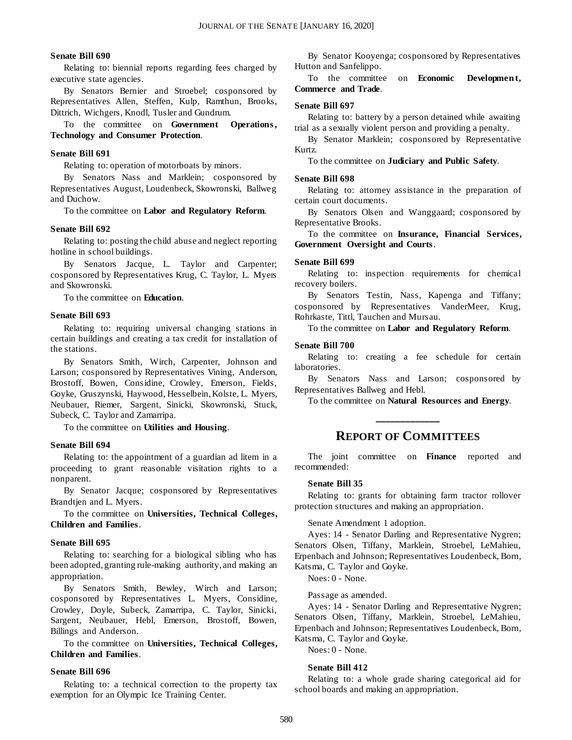**Senate Bill 690**

Relating to: biennial reports regarding fees charged by executive state agencies.

By Senators Bernier and Stroebel; cosponsored by Representatives Allen, Steffen, Kulp, Ramthun, Brooks, Dittrich, Wichgers, Knodl, Tusler and Gundrum.

To the committee on **Government Operations, Technology and Consumer Protection**.

**Senate Bill 691**

Relating to: operation of motorboats by minors.

By Senators Nass and Marklein; cosponsored by Representatives August, Loudenbeck, Skowronski, Ballweg and Duchow.

To the committee on **Labor and Regulatory Reform**.

**Senate Bill 692**

Relating to: posting the child abuse and neglect reporting hotline in school buildings.

By Senators Jacque, L. Taylor and Carpenter; cosponsored by Representatives Krug, C. Taylor, L. Myers and Skowronski.

To the committee on **Education**.

**Senate Bill 693**

Relating to: requiring universal changing stations in certain buildings and creating a tax credit for installation of the stations.

By Senators Smith, Wirch, Carpenter, Johnson and Larson; cosponsored by Representatives Vining, Anderson, Brostoff, Bowen, Considine, Crowley, Emerson, Fields, Goyke, Gruszynski, Haywood, Hesselbein, Kolste, L. Myers, Neubauer, Riemer, Sargent, Sinicki, Skowronski, Stuck, Subeck, C. Taylor and Zamarripa.

To the committee on **Utilities and Housing**.

**Senate Bill 694**

Relating to: the appointment of a guardian ad litem in a proceeding to grant reasonable visitation rights to a nonparent.

By Senator Jacque; cosponsored by Representatives Brandtjen and L. Myers.

To the committee on **Universities, Technical Colleges, Children and Families**.

**Senate Bill 695**

Relating to: searching for a biological sibling who has been adopted, granting rule-making authority, and making an appropriation.

By Senators Smith, Bewley, Wirch and Larson; cosponsored by Representatives L. Myers, Considine, Crowley, Doyle, Subeck, Zamarripa, C. Taylor, Sinicki, Sargent, Neubauer, Hebl, Emerson, Brostoff, Bowen, Billings and Anderson.

To the committee on **Universities, Technical Colleges, Children and Families**.

**Senate Bill 696**

Relating to: a technical correction to the property tax exemption for an Olympic Ice Training Center.

By Senator Kooyenga; cosponsored by Representatives Hutton and Sanfelippo.

To the committee on **Economic Development, Commerce and Trade**.

**Senate Bill 697**

Relating to: battery by a person detained while awaiting trial as a sexually violent person and providing a penalty.

By Senator Marklein; cosponsored by Representative Kurtz.

To the committee on **Judiciary and Public Safety**.

**Senate Bill 698**

Relating to: attorney assistance in the preparation of certain court documents.

By Senators Olsen and Wanggaard; cosponsored by Representative Brooks.

To the committee on **Insurance, Financial Services, Government Oversight and Courts**.

**Senate Bill 699**

Relating to: inspection requirements for chemical recovery boilers.

By Senators Testin, Nass, Kapenga and Tiffany; cosponsored by Representatives VanderMeer, Krug, Rohrkaste, Tittl, Tauchen and Mursau.

To the committee on **Labor and Regulatory Reform**.

**Senate Bill 700**

Relating to: creating a fee schedule for certain laboratories.

By Senators Nass and Larson; cosponsored by Representatives Ballweg and Hebl.

To the committee on **Natural Resources and Energy**.

---

## REPORT OF COMMITTEES

The joint committee on **Finance** reported and recommended:

**Senate Bill 35**

Relating to: grants for obtaining farm tractor rollover protection structures and making an appropriation.

Senate Amendment 1 adoption.

Ayes: 14 - Senator Darling and Representative Nygren; Senators Olsen, Tiffany, Marklein, Stroebel, LeMahieu, Erpenbach and Johnson; Representatives Loudenbeck, Born, Katsma, C. Taylor and Goyke.

Noes: 0 - None.

Passage as amended.

Ayes: 14 - Senator Darling and Representative Nygren; Senators Olsen, Tiffany, Marklein, Stroebel, LeMahieu, Erpenbach and Johnson; Representatives Loudenbeck, Born, Katsma, C. Taylor and Goyke.

Noes: 0 - None.

**Senate Bill 412**

Relating to: a whole grade sharing categorical aid for school boards and making an appropriation.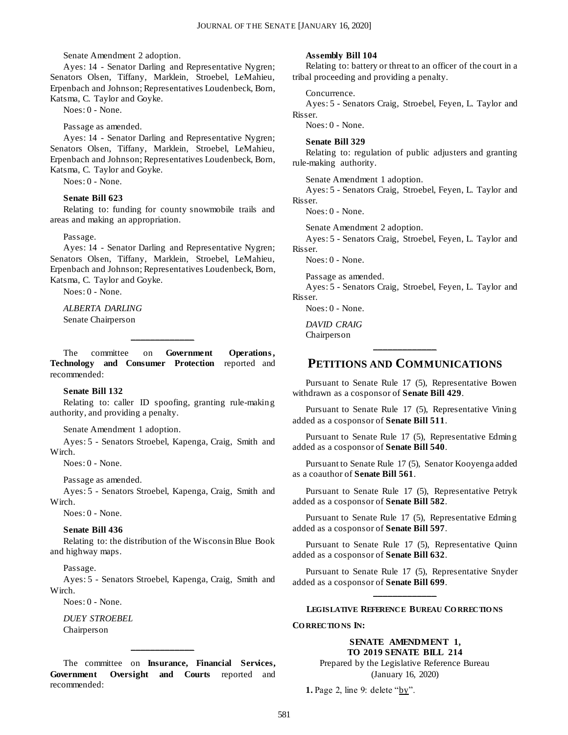Senate Amendment 2 adoption.

Ayes: 14 - Senator Darling and Representative Nygren; Senators Olsen, Tiffany, Marklein, Stroebel, LeMahieu, Erpenbach and Johnson; Representatives Loudenbeck, Born, Katsma, C. Taylor and Goyke.

Noes: 0 - None.

Passage as amended.

Ayes: 14 - Senator Darling and Representative Nygren; Senators Olsen, Tiffany, Marklein, Stroebel, LeMahieu, Erpenbach and Johnson; Representatives Loudenbeck, Born, Katsma, C. Taylor and Goyke.

Noes: 0 - None.

**Senate Bill 623**

Relating to: funding for county snowmobile trails and areas and making an appropriation.

Passage.

Ayes: 14 - Senator Darling and Representative Nygren; Senators Olsen, Tiffany, Marklein, Stroebel, LeMahieu, Erpenbach and Johnson; Representatives Loudenbeck, Born, Katsma, C. Taylor and Goyke.

Noes: 0 - None.

*ALBERTA DARLING*
Senate Chairperson

---

The committee on **Government Operations, Technology and Consumer Protection** reported and recommended:

**Senate Bill 132**

Relating to: caller ID spoofing, granting rule-making authority, and providing a penalty.

Senate Amendment 1 adoption.

Ayes: 5 - Senators Stroebel, Kapenga, Craig, Smith and Wirch.

Noes: 0 - None.

Passage as amended.

Ayes: 5 - Senators Stroebel, Kapenga, Craig, Smith and Wirch.

Noes: 0 - None.

**Senate Bill 436**

Relating to: the distribution of the Wisconsin Blue Book and highway maps.

Passage.

Ayes: 5 - Senators Stroebel, Kapenga, Craig, Smith and Wirch.

Noes: 0 - None.

*DUEY STROEBEL*
Chairperson

---

The committee on **Insurance, Financial Services, Government Oversight and Courts** reported and recommended:

**Assembly Bill 104**

Relating to: battery or threat to an officer of the court in a tribal proceeding and providing a penalty.

Concurrence.

Ayes: 5 - Senators Craig, Stroebel, Feyen, L. Taylor and Risser.

Noes: 0 - None.

**Senate Bill 329**

Relating to: regulation of public adjusters and granting rule-making authority.

Senate Amendment 1 adoption.

Ayes: 5 - Senators Craig, Stroebel, Feyen, L. Taylor and Risser.

Noes: 0 - None.

Senate Amendment 2 adoption.

Ayes: 5 - Senators Craig, Stroebel, Feyen, L. Taylor and Risser.

Noes: 0 - None.

Passage as amended.

Ayes: 5 - Senators Craig, Stroebel, Feyen, L. Taylor and Risser.

Noes: 0 - None.

*DAVID CRAIG*
Chairperson

---

## PETITIONS AND COMMUNICATIONS

Pursuant to Senate Rule 17 (5), Representative Bowen withdrawn as a cosponsor of **Senate Bill 429**.

Pursuant to Senate Rule 17 (5), Representative Vining added as a cosponsor of **Senate Bill 511**.

Pursuant to Senate Rule 17 (5), Representative Edming added as a cosponsor of **Senate Bill 540**.

Pursuant to Senate Rule 17 (5), Senator Kooyenga added as a coauthor of **Senate Bill 561**.

Pursuant to Senate Rule 17 (5), Representative Petryk added as a cosponsor of **Senate Bill 582**.

Pursuant to Senate Rule 17 (5), Representative Edming added as a cosponsor of **Senate Bill 597**.

Pursuant to Senate Rule 17 (5), Representative Quinn added as a cosponsor of **Senate Bill 632**.

Pursuant to Senate Rule 17 (5), Representative Snyder added as a cosponsor of **Senate Bill 699**.

---

**LEGISLATIVE REFERENCE BUREAU CORRECTIONS**

**CORRECTIONS IN:**

**SENATE AMENDMENT 1,
TO 2019 SENATE BILL 214**

Prepared by the Legislative Reference Bureau
(January 16, 2020)

**1.** Page 2, line 9: delete "by".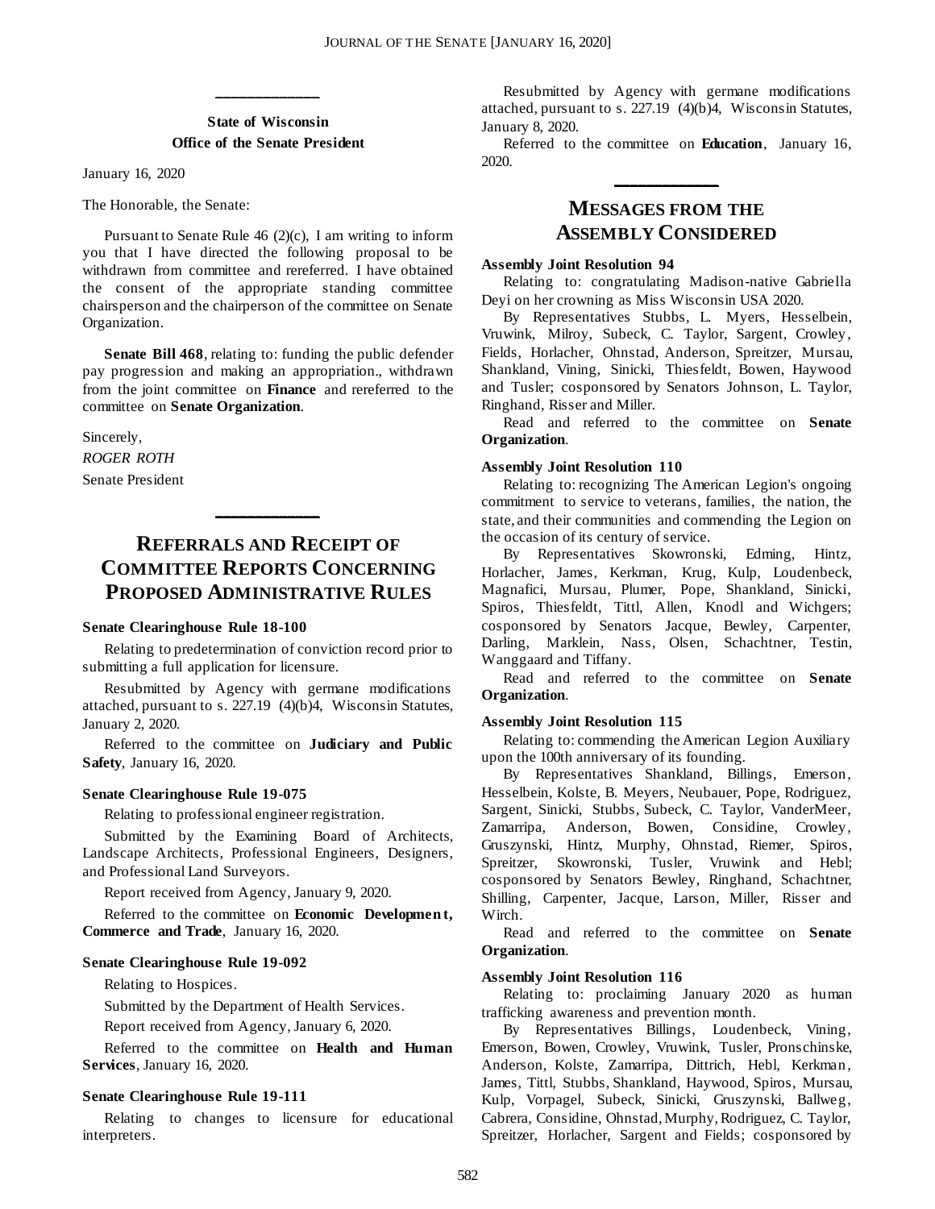## State of Wisconsin
## Office of the Senate President

January 16, 2020

The Honorable, the Senate:

Pursuant to Senate Rule 46 (2)(c), I am writing to inform you that I have directed the following proposal to be withdrawn from committee and rereferred. I have obtained the consent of the appropriate standing committee chairsperson and the chairperson of the committee on Senate Organization.

**Senate Bill 468**, relating to: funding the public defender pay progression and making an appropriation., withdrawn from the joint committee on **Finance** and rereferred to the committee on **Senate Organization**.

Sincerely,

*ROGER ROTH*

Senate President

# Referrals and Receipt of Committee Reports Concerning Proposed Administrative Rules

#### Senate Clearinghouse Rule 18-100

Relating to predetermination of conviction record prior to submitting a full application for licensure.

Resubmitted by Agency with germane modifications attached, pursuant to s. 227.19 (4)(b)4, Wisconsin Statutes, January 2, 2020.

Referred to the committee on **Judiciary and Public Safety**, January 16, 2020.

#### Senate Clearinghouse Rule 19-075

Relating to professional engineer registration.

Submitted by the Examining Board of Architects, Landscape Architects, Professional Engineers, Designers, and Professional Land Surveyors.

Report received from Agency, January 9, 2020.

Referred to the committee on **Economic Development, Commerce and Trade**, January 16, 2020.

#### Senate Clearinghouse Rule 19-092

Relating to Hospices.

Submitted by the Department of Health Services.

Report received from Agency, January 6, 2020.

Referred to the committee on **Health and Human Services**, January 16, 2020.

#### Senate Clearinghouse Rule 19-111

Relating to changes to licensure for educational interpreters.

Resubmitted by Agency with germane modifications attached, pursuant to s. 227.19 (4)(b)4, Wisconsin Statutes, January 8, 2020.

Referred to the committee on **Education**, January 16, 2020.

# Messages from the Assembly Considered

#### Assembly Joint Resolution 94

Relating to: congratulating Madison-native Gabriella Deyi on her crowning as Miss Wisconsin USA 2020.

By Representatives Stubbs, L. Myers, Hesselbein, Vruwink, Milroy, Subeck, C. Taylor, Sargent, Crowley, Fields, Horlacher, Ohnstad, Anderson, Spreitzer, Mursau, Shankland, Vining, Sinicki, Thiesfeldt, Bowen, Haywood and Tusler; cosponsored by Senators Johnson, L. Taylor, Ringhand, Risser and Miller.

Read and referred to the committee on **Senate Organization**.

#### Assembly Joint Resolution 110

Relating to: recognizing The American Legion's ongoing commitment to service to veterans, families, the nation, the state, and their communities and commending the Legion on the occasion of its century of service.

By Representatives Skowronski, Edming, Hintz, Horlacher, James, Kerkman, Krug, Kulp, Loudenbeck, Magnafici, Mursau, Plumer, Pope, Shankland, Sinicki, Spiros, Thiesfeldt, Tittl, Allen, Knodl and Wichgers; cosponsored by Senators Jacque, Bewley, Carpenter, Darling, Marklein, Nass, Olsen, Schachtner, Testin, Wanggaard and Tiffany.

Read and referred to the committee on **Senate Organization**.

#### Assembly Joint Resolution 115

Relating to: commending the American Legion Auxiliary upon the 100th anniversary of its founding.

By Representatives Shankland, Billings, Emerson, Hesselbein, Kolste, B. Meyers, Neubauer, Pope, Rodriguez, Sargent, Sinicki, Stubbs, Subeck, C. Taylor, VanderMeer, Zamarripa, Anderson, Bowen, Considine, Crowley, Gruszynski, Hintz, Murphy, Ohnstad, Riemer, Spiros, Spreitzer, Skowronski, Tusler, Vruwink and Hebl; cosponsored by Senators Bewley, Ringhand, Schachtner, Shilling, Carpenter, Jacque, Larson, Miller, Risser and Wirch.

Read and referred to the committee on **Senate Organization**.

#### Assembly Joint Resolution 116

Relating to: proclaiming January 2020 as human trafficking awareness and prevention month.

By Representatives Billings, Loudenbeck, Vining, Emerson, Bowen, Crowley, Vruwink, Tusler, Pronschinske, Anderson, Kolste, Zamarripa, Dittrich, Hebl, Kerkman, James, Tittl, Stubbs, Shankland, Haywood, Spiros, Mursau, Kulp, Vorpagel, Subeck, Sinicki, Gruszynski, Ballweg, Cabrera, Considine, Ohnstad, Murphy, Rodriguez, C. Taylor, Spreitzer, Horlacher, Sargent and Fields; cosponsored by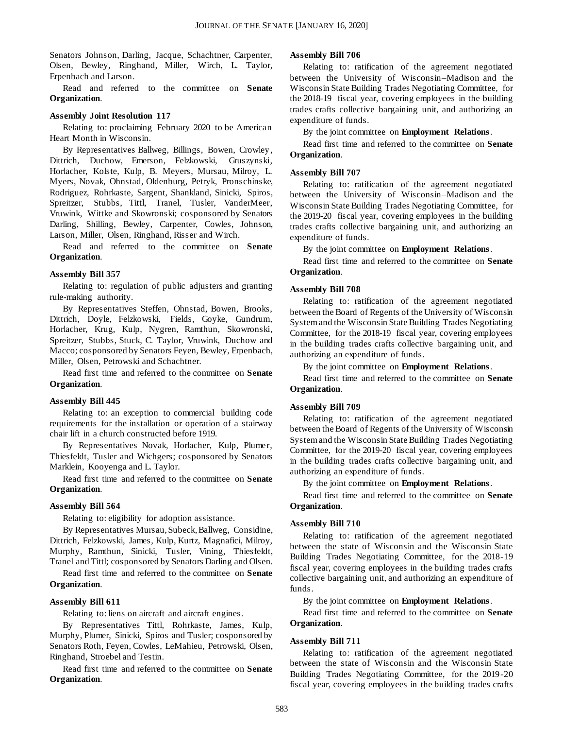Senators Johnson, Darling, Jacque, Schachtner, Carpenter, Olsen, Bewley, Ringhand, Miller, Wirch, L. Taylor, Erpenbach and Larson.

Read and referred to the committee on **Senate Organization**.

**Assembly Joint Resolution 117**

Relating to: proclaiming February 2020 to be American Heart Month in Wisconsin.

By Representatives Ballweg, Billings, Bowen, Crowley, Dittrich, Duchow, Emerson, Felzkowski, Gruszynski, Horlacher, Kolste, Kulp, B. Meyers, Mursau, Milroy, L. Myers, Novak, Ohnstad, Oldenburg, Petryk, Pronschinske, Rodriguez, Rohrkaste, Sargent, Shankland, Sinicki, Spiros, Spreitzer, Stubbs, Tittl, Tranel, Tusler, VanderMeer, Vruwink, Wittke and Skowronski; cosponsored by Senators Darling, Shilling, Bewley, Carpenter, Cowles, Johnson, Larson, Miller, Olsen, Ringhand, Risser and Wirch.

Read and referred to the committee on **Senate Organization**.

**Assembly Bill 357**

Relating to: regulation of public adjusters and granting rule-making authority.

By Representatives Steffen, Ohnstad, Bowen, Brooks, Dittrich, Doyle, Felzkowski, Fields, Goyke, Gundrum, Horlacher, Krug, Kulp, Nygren, Ramthun, Skowronski, Spreitzer, Stubbs, Stuck, C. Taylor, Vruwink, Duchow and Macco; cosponsored by Senators Feyen, Bewley, Erpenbach, Miller, Olsen, Petrowski and Schachtner.

Read first time and referred to the committee on **Senate Organization**.

**Assembly Bill 445**

Relating to: an exception to commercial building code requirements for the installation or operation of a stairway chair lift in a church constructed before 1919.

By Representatives Novak, Horlacher, Kulp, Plumer, Thiesfeldt, Tusler and Wichgers; cosponsored by Senators Marklein, Kooyenga and L. Taylor.

Read first time and referred to the committee on **Senate Organization**.

**Assembly Bill 564**

Relating to: eligibility for adoption assistance.

By Representatives Mursau, Subeck, Ballweg, Considine, Dittrich, Felzkowski, James, Kulp, Kurtz, Magnafici, Milroy, Murphy, Ramthun, Sinicki, Tusler, Vining, Thiesfeldt, Tranel and Tittl; cosponsored by Senators Darling and Olsen.

Read first time and referred to the committee on **Senate Organization**.

**Assembly Bill 611**

Relating to: liens on aircraft and aircraft engines.

By Representatives Tittl, Rohrkaste, James, Kulp, Murphy, Plumer, Sinicki, Spiros and Tusler; cosponsored by Senators Roth, Feyen, Cowles, LeMahieu, Petrowski, Olsen, Ringhand, Stroebel and Testin.

Read first time and referred to the committee on **Senate Organization**.

**Assembly Bill 706**

Relating to: ratification of the agreement negotiated between the University of Wisconsin–Madison and the Wisconsin State Building Trades Negotiating Committee, for the 2018-19 fiscal year, covering employees in the building trades crafts collective bargaining unit, and authorizing an expenditure of funds.

By the joint committee on **Employment Relations**.

Read first time and referred to the committee on **Senate Organization**.

**Assembly Bill 707**

Relating to: ratification of the agreement negotiated between the University of Wisconsin–Madison and the Wisconsin State Building Trades Negotiating Committee, for the 2019-20 fiscal year, covering employees in the building trades crafts collective bargaining unit, and authorizing an expenditure of funds.

By the joint committee on **Employment Relations**.

Read first time and referred to the committee on **Senate Organization**.

**Assembly Bill 708**

Relating to: ratification of the agreement negotiated between the Board of Regents of the University of Wisconsin System and the Wisconsin State Building Trades Negotiating Committee, for the 2018-19 fiscal year, covering employees in the building trades crafts collective bargaining unit, and authorizing an expenditure of funds.

By the joint committee on **Employment Relations**.

Read first time and referred to the committee on **Senate Organization**.

**Assembly Bill 709**

Relating to: ratification of the agreement negotiated between the Board of Regents of the University of Wisconsin System and the Wisconsin State Building Trades Negotiating Committee, for the 2019-20 fiscal year, covering employees in the building trades crafts collective bargaining unit, and authorizing an expenditure of funds.

By the joint committee on **Employment Relations**.

Read first time and referred to the committee on **Senate Organization**.

**Assembly Bill 710**

Relating to: ratification of the agreement negotiated between the state of Wisconsin and the Wisconsin State Building Trades Negotiating Committee, for the 2018-19 fiscal year, covering employees in the building trades crafts collective bargaining unit, and authorizing an expenditure of funds.

By the joint committee on **Employment Relations**.

Read first time and referred to the committee on **Senate Organization**.

**Assembly Bill 711**

Relating to: ratification of the agreement negotiated between the state of Wisconsin and the Wisconsin State Building Trades Negotiating Committee, for the 2019-20 fiscal year, covering employees in the building trades crafts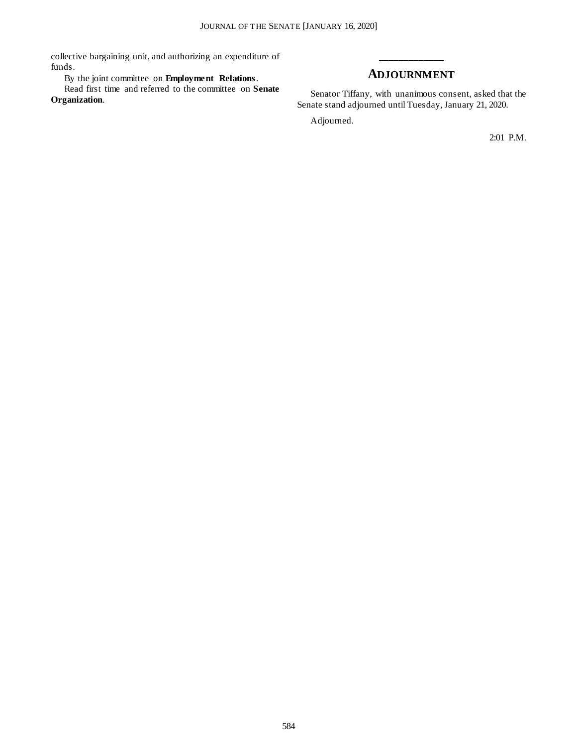collective bargaining unit, and authorizing an expenditure of funds.

By the joint committee on **Employment Relations**.

Read first time and referred to the committee on **Senate Organization**.

---

## ADJOURNMENT

Senator Tiffany, with unanimous consent, asked that the Senate stand adjourned until Tuesday, January 21, 2020.

Adjourned.

2:01 P.M.